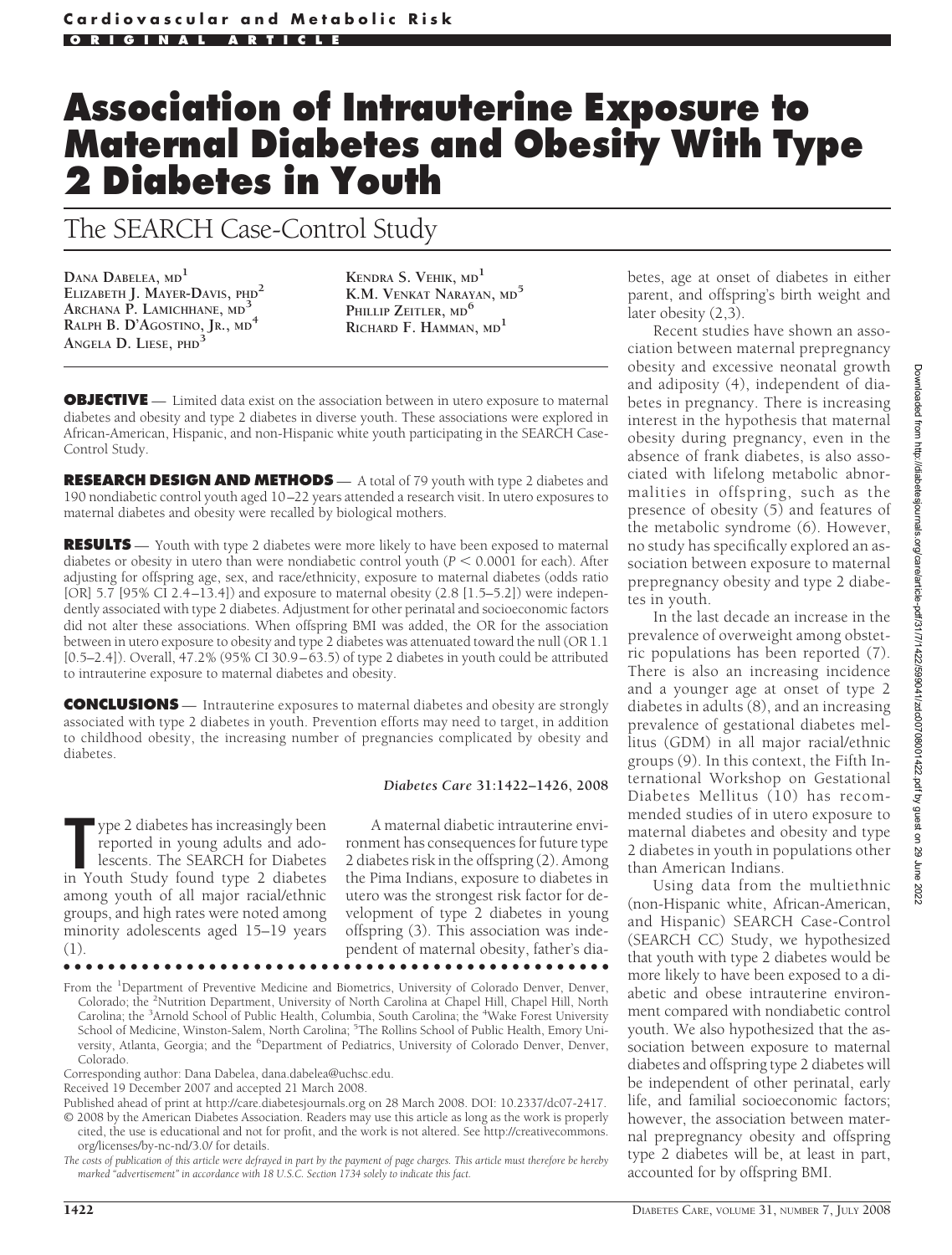# Association of Intrauterine Exposure to Maternal Diabetes and Obesity With Type 2 Diabetes in Youth

## The SEARCH Case-Control Study

Dana Dabelea, md[1]
Elizabeth J. Mayer-Davis, phd[2]
Archana P. Lamichhane, md[3]
Ralph B. D'Agostino, Jr., md[4]
Angela D. Liese, phd[3]
Kendra S. Vehik, md[1]
K.M. Venkat Narayan, md[5]
Phillip Zeitler, md[6]
Richard F. Hamman, md[1]

**OBJECTIVE** — Limited data exist on the association between in utero exposure to maternal diabetes and obesity and type 2 diabetes in diverse youth. These associations were explored in African-American, Hispanic, and non-Hispanic white youth participating in the SEARCH Case-Control Study.

**RESEARCH DESIGN AND METHODS** — A total of 79 youth with type 2 diabetes and 190 nondiabetic control youth aged 10–22 years attended a research visit. In utero exposures to maternal diabetes and obesity were recalled by biological mothers.

**RESULTS** — Youth with type 2 diabetes were more likely to have been exposed to maternal diabetes or obesity in utero than were nondiabetic control youth ($P < 0.0001$ for each). After adjusting for offspring age, sex, and race/ethnicity, exposure to maternal diabetes (odds ratio [OR] 5.7 [95% CI 2.4–13.4]) and exposure to maternal obesity (2.8 [1.5–5.2]) were independently associated with type 2 diabetes. Adjustment for other perinatal and socioeconomic factors did not alter these associations. When offspring BMI was added, the OR for the association between in utero exposure to obesity and type 2 diabetes was attenuated toward the null (OR 1.1 [0.5–2.4]). Overall, 47.2% (95% CI 30.9–63.5) of type 2 diabetes in youth could be attributed to intrauterine exposure to maternal diabetes and obesity.

**CONCLUSIONS** — Intrauterine exposures to maternal diabetes and obesity are strongly associated with type 2 diabetes in youth. Prevention efforts may need to target, in addition to childhood obesity, the increasing number of pregnancies complicated by obesity and diabetes.

*Diabetes Care* **31:**1422–1426, 2008

Type 2 diabetes has increasingly been reported in young adults and adolescents. The SEARCH for Diabetes in Youth Study found type 2 diabetes among youth of all major racial/ethnic groups, and high rates were noted among minority adolescents aged 15–19 years (1).

A maternal diabetic intrauterine environment has consequences for future type 2 diabetes risk in the offspring (2). Among the Pima Indians, exposure to diabetes in utero was the strongest risk factor for development of type 2 diabetes in young offspring (3). This association was independent of maternal obesity, father's diabetes, age at onset of diabetes in either parent, and offspring's birth weight and later obesity (2,3).

Recent studies have shown an association between maternal prepregnancy obesity and excessive neonatal growth and adiposity (4), independent of diabetes in pregnancy. There is increasing interest in the hypothesis that maternal obesity during pregnancy, even in the absence of frank diabetes, is also associated with lifelong metabolic abnormalities in offspring, such as the presence of obesity (5) and features of the metabolic syndrome (6). However, no study has specifically explored an association between exposure to maternal prepregnancy obesity and type 2 diabetes in youth.

In the last decade an increase in the prevalence of overweight among obstetric populations has been reported (7). There is also an increasing incidence and a younger age at onset of type 2 diabetes in adults (8), and an increasing prevalence of gestational diabetes mellitus (GDM) in all major racial/ethnic groups (9). In this context, the Fifth International Workshop on Gestational Diabetes Mellitus (10) has recommended studies of in utero exposure to maternal diabetes and obesity and type 2 diabetes in youth in populations other than American Indians.

Using data from the multiethnic (non-Hispanic white, African-American, and Hispanic) SEARCH Case-Control (SEARCH CC) Study, we hypothesized that youth with type 2 diabetes would be more likely to have been exposed to a diabetic and obese intrauterine environment compared with nondiabetic control youth. We also hypothesized that the association between exposure to maternal diabetes and offspring type 2 diabetes will be independent of other perinatal, early life, and familial socioeconomic factors; however, the association between maternal prepregnancy obesity and offspring type 2 diabetes will be, at least in part, accounted for by offspring BMI.

From the [1]Department of Preventive Medicine and Biometrics, University of Colorado Denver, Denver, Colorado; the [2]Nutrition Department, University of North Carolina at Chapel Hill, Chapel Hill, North Carolina; the [3]Arnold School of Public Health, Columbia, South Carolina; the [4]Wake Forest University School of Medicine, Winston-Salem, North Carolina; [5]The Rollins School of Public Health, Emory University, Atlanta, Georgia; and the [6]Department of Pediatrics, University of Colorado Denver, Denver, Colorado.

Corresponding author: Dana Dabelea, dana.dabelea@uchsc.edu.

Received 19 December 2007 and accepted 21 March 2008.

Published ahead of print at http://care.diabetesjournals.org on 28 March 2008. DOI: 10.2337/dc07-2417.

© 2008 by the American Diabetes Association. Readers may use this article as long as the work is properly cited, the use is educational and not for profit, and the work is not altered. See http://creativecommons.org/licenses/by-nc-nd/3.0/ for details.

*The costs of publication of this article were defrayed in part by the payment of page charges. This article must therefore be hereby marked "advertisement" in accordance with 18 U.S.C. Section 1734 solely to indicate this fact.*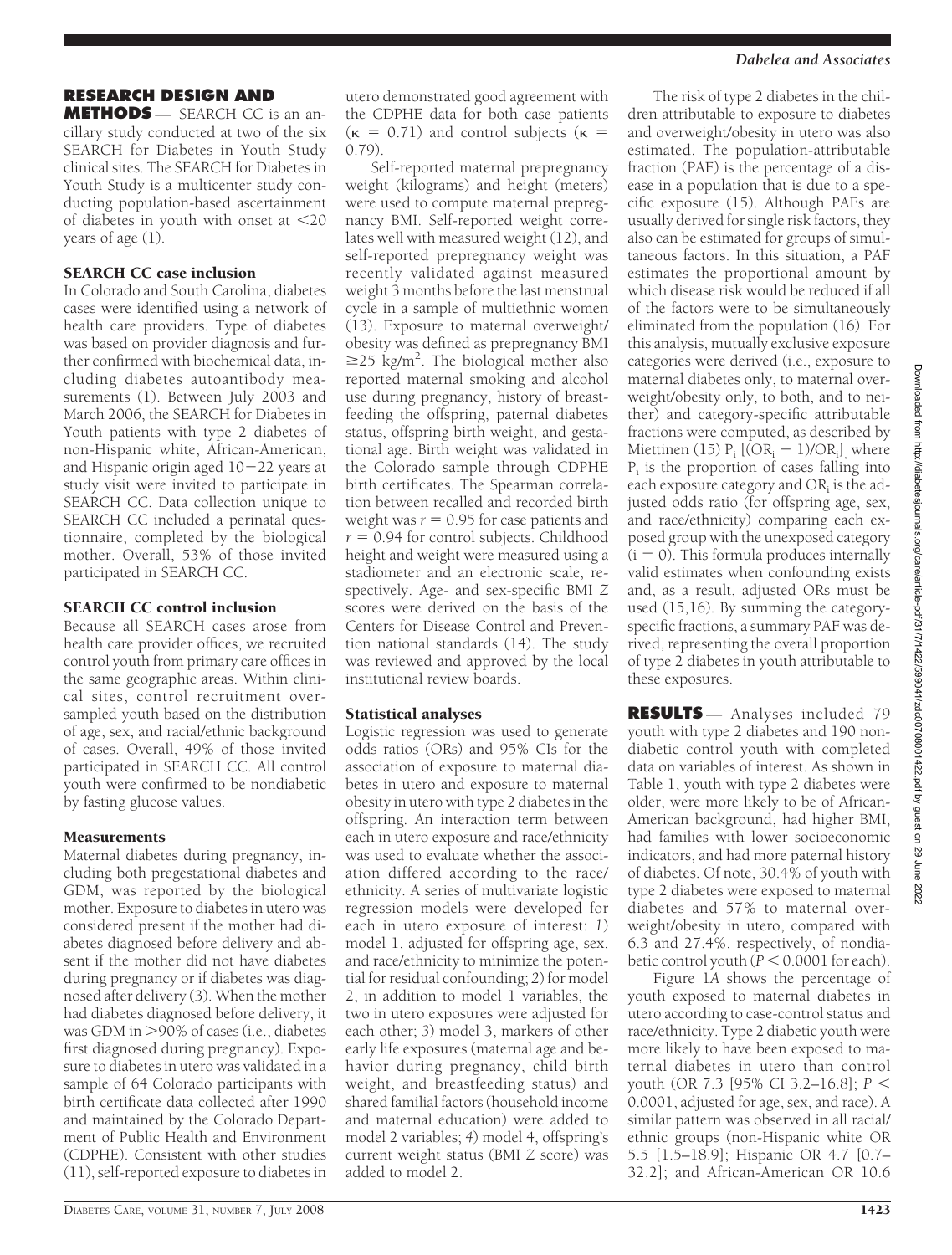## RESEARCH DESIGN AND METHODS

— SEARCH CC is an ancillary study conducted at two of the six SEARCH for Diabetes in Youth Study clinical sites. The SEARCH for Diabetes in Youth Study is a multicenter study conducting population-based ascertainment of diabetes in youth with onset at <20 years of age (1).

### SEARCH CC case inclusion

In Colorado and South Carolina, diabetes cases were identified using a network of health care providers. Type of diabetes was based on provider diagnosis and further confirmed with biochemical data, including diabetes autoantibody measurements (1). Between July 2003 and March 2006, the SEARCH for Diabetes in Youth patients with type 2 diabetes of non-Hispanic white, African-American, and Hispanic origin aged 10–22 years at study visit were invited to participate in SEARCH CC. Data collection unique to SEARCH CC included a perinatal questionnaire, completed by the biological mother. Overall, 53% of those invited participated in SEARCH CC.

### SEARCH CC control inclusion

Because all SEARCH cases arose from health care provider offices, we recruited control youth from primary care offices in the same geographic areas. Within clinical sites, control recruitment oversampled youth based on the distribution of age, sex, and racial/ethnic background of cases. Overall, 49% of those invited participated in SEARCH CC. All control youth were confirmed to be nondiabetic by fasting glucose values.

### Measurements

Maternal diabetes during pregnancy, including both pregestational diabetes and GDM, was reported by the biological mother. Exposure to diabetes in utero was considered present if the mother had diabetes diagnosed before delivery and absent if the mother did not have diabetes during pregnancy or if diabetes was diagnosed after delivery (3). When the mother had diabetes diagnosed before delivery, it was GDM in >90% of cases (i.e., diabetes first diagnosed during pregnancy). Exposure to diabetes in utero was validated in a sample of 64 Colorado participants with birth certificate data collected after 1990 and maintained by the Colorado Department of Public Health and Environment (CDPHE). Consistent with other studies (11), self-reported exposure to diabetes in utero demonstrated good agreement with the CDPHE data for both case patients ($\kappa = 0.71$) and control subjects ($\kappa = 0.79$).

Self-reported maternal prepregnancy weight (kilograms) and height (meters) were used to compute maternal prepregnancy BMI. Self-reported weight correlates well with measured weight (12), and self-reported prepregnancy weight was recently validated against measured weight 3 months before the last menstrual cycle in a sample of multiethnic women (13). Exposure to maternal overweight/obesity was defined as prepregnancy BMI $\geq 25$ kg/m$^2$. The biological mother also reported maternal smoking and alcohol use during pregnancy, history of breastfeeding the offspring, paternal diabetes status, offspring birth weight, and gestational age. Birth weight was validated in the Colorado sample through CDPHE birth certificates. The Spearman correlation between recalled and recorded birth weight was $r = 0.95$ for case patients and $r = 0.94$ for control subjects. Childhood height and weight were measured using a stadiometer and an electronic scale, respectively. Age- and sex-specific BMI *Z* scores were derived on the basis of the Centers for Disease Control and Prevention national standards (14). The study was reviewed and approved by the local institutional review boards.

### Statistical analyses

Logistic regression was used to generate odds ratios (ORs) and 95% CIs for the association of exposure to maternal diabetes in utero and exposure to maternal obesity in utero with type 2 diabetes in the offspring. An interaction term between each in utero exposure and race/ethnicity was used to evaluate whether the association differed according to the race/ethnicity. A series of multivariate logistic regression models were developed for each in utero exposure of interest: *1*) model 1, adjusted for offspring age, sex, and race/ethnicity to minimize the potential for residual confounding; *2*) for model 2, in addition to model 1 variables, the two in utero exposures were adjusted for each other; *3*) model 3, markers of other early life exposures (maternal age and behavior during pregnancy, child birth weight, and breastfeeding status) and shared familial factors (household income and maternal education) were added to model 2 variables; *4*) model 4, offspring's current weight status (BMI *Z* score) was added to model 2.

The risk of type 2 diabetes in the children attributable to exposure to diabetes and overweight/obesity in utero was also estimated. The population-attributable fraction (PAF) is the percentage of a disease in a population that is due to a specific exposure (15). Although PAFs are usually derived for single risk factors, they also can be estimated for groups of simultaneous factors. In this situation, a PAF estimates the proportional amount by which disease risk would be reduced if all of the factors were to be simultaneously eliminated from the population (16). For this analysis, mutually exclusive exposure categories were derived (i.e., exposure to maternal diabetes only, to maternal overweight/obesity only, to both, and to neither) and category-specific attributable fractions were computed, as described by Miettinen (15) $P_i\,[(OR_i - 1)/OR_i]$, where $P_i$ is the proportion of cases falling into each exposure category and $OR_i$ is the adjusted odds ratio (for offspring age, sex, and race/ethnicity) comparing each exposed group with the unexposed category ($i = 0$). This formula produces internally valid estimates when confounding exists and, as a result, adjusted ORs must be used (15,16). By summing the category-specific fractions, a summary PAF was derived, representing the overall proportion of type 2 diabetes in youth attributable to these exposures.

## RESULTS

— Analyses included 79 youth with type 2 diabetes and 190 nondiabetic control youth with completed data on variables of interest. As shown in Table 1, youth with type 2 diabetes were older, were more likely to be of African-American background, had higher BMI, had families with lower socioeconomic indicators, and had more paternal history of diabetes. Of note, 30.4% of youth with type 2 diabetes were exposed to maternal diabetes and 57% to maternal overweight/obesity in utero, compared with 6.3 and 27.4%, respectively, of nondiabetic control youth ($P < 0.0001$ for each).

Figure 1*A* shows the percentage of youth exposed to maternal diabetes in utero according to case-control status and race/ethnicity. Type 2 diabetic youth were more likely to have been exposed to maternal diabetes in utero than control youth (OR 7.3 [95% CI 3.2–16.8]; $P < 0.0001$, adjusted for age, sex, and race). A similar pattern was observed in all racial/ethnic groups (non-Hispanic white OR 5.5 [1.5–18.9]; Hispanic OR 4.7 [0.7–32.2]; and African-American OR 10.6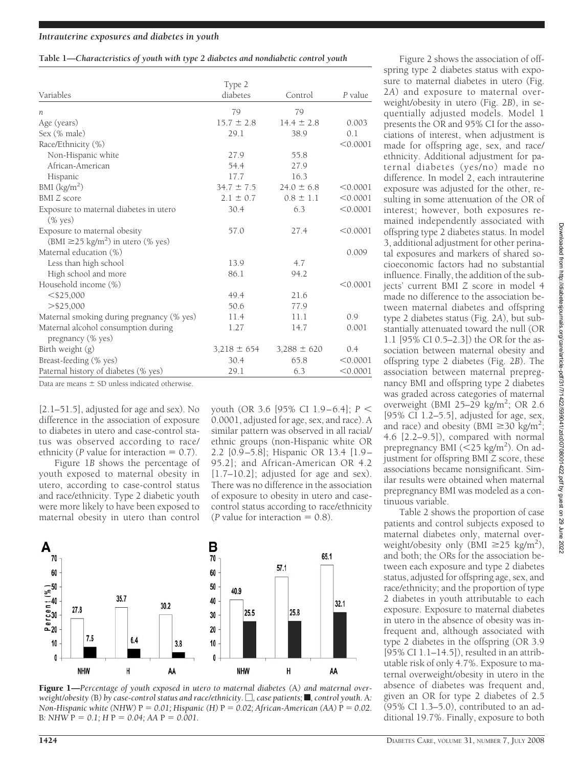**Table 1—Characteristics of youth with type 2 diabetes and nondiabetic control youth**

| Variables | Type 2 diabetes | Control | P value |
|---|---|---|---|
| $n$ | 79 | 79 | |
| Age (years) | 15.7 ± 2.8 | 14.4 ± 2.8 | 0.003 |
| Sex (% male) | 29.1 | 38.9 | 0.1 |
| Race/Ethnicity (%) | | | <0.0001 |
| Non-Hispanic white | 27.9 | 55.8 | |
| African-American | 54.4 | 27.9 | |
| Hispanic | 17.7 | 16.3 | |
| BMI (kg/m$^2$) | 34.7 ± 7.5 | 24.0 ± 6.8 | <0.0001 |
| BMI Z score | 2.1 ± 0.7 | 0.8 ± 1.1 | <0.0001 |
| Exposure to maternal diabetes in utero (% yes) | 30.4 | 6.3 | <0.0001 |
| Exposure to maternal obesity (BMI ≥25 kg/m$^2$) in utero (% yes) | 57.0 | 27.4 | <0.0001 |
| Maternal education (%) | | | 0.009 |
| Less than high school | 13.9 | 4.7 | |
| High school and more | 86.1 | 94.2 | |
| Household income (%) | | | <0.0001 |
| <\$25,000 | 49.4 | 21.6 | |
| >\$25,000 | 50.6 | 77.9 | |
| Maternal smoking during pregnancy (% yes) | 11.4 | 11.1 | 0.9 |
| Maternal alcohol consumption during pregnancy (% yes) | 1.27 | 14.7 | 0.001 |
| Birth weight (g) | 3,218 ± 654 | 3,288 ± 620 | 0.4 |
| Breast-feeding (% yes) | 30.4 | 65.8 | <0.0001 |
| Paternal history of diabetes (% yes) | 29.1 | 6.3 | <0.0001 |

Data are means ± SD unless indicated otherwise.

[2.1–51.5], adjusted for age and sex). No difference in the association of exposure to diabetes in utero and case-control status was observed according to race/ethnicity ($P$ value for interaction = 0.7).

Figure 1*B* shows the percentage of youth exposed to maternal obesity in utero, according to case-control status and race/ethnicity. Type 2 diabetic youth were more likely to have been exposed to maternal obesity in utero than control youth (OR 3.6 [95% CI 1.9–6.4]; $P <$ 0.0001, adjusted for age, sex, and race). A similar pattern was observed in all racial/ethnic groups (non-Hispanic white OR 2.2 [0.9–5.8]; Hispanic OR 13.4 [1.9–95.2]; and African-American OR 4.2 [1.7–10.2]; adjusted for age and sex). There was no difference in the association of exposure to obesity in utero and case-control status according to race/ethnicity ($P$ value for interaction = 0.8).

**Figure 1**—*Percentage of youth exposed in utero to maternal diabetes (*A*) and maternal overweight/obesity (*B*) by case-control status and race/ethnicity. □, case patients; ■, control youth. A: Non-Hispanic white (NHW) P = 0.01; Hispanic (H) P = 0.02; African-American (AA) P = 0.02. B: NHW P = 0.1; H P = 0.04; AA P = 0.001.*

Figure 2 shows the association of offspring type 2 diabetes status with exposure to maternal diabetes in utero (Fig. 2*A*) and exposure to maternal overweight/obesity in utero (Fig. 2*B*), in sequentially adjusted models. Model 1 presents the OR and 95% CI for the associations of interest, when adjustment is made for offspring age, sex, and race/ethnicity. Additional adjustment for paternal diabetes (yes/no) made no difference. In model 2, each intrauterine exposure was adjusted for the other, resulting in some attenuation of the OR of interest; however, both exposures remained independently associated with offspring type 2 diabetes status. In model 3, additional adjustment for other perinatal exposures and markers of shared socioeconomic factors had no substantial influence. Finally, the addition of the subjects' current BMI Z score in model 4 made no difference to the association between maternal diabetes and offspring type 2 diabetes status (Fig. 2*A*), but substantially attenuated toward the null (OR 1.1 [95% CI 0.5–2.3]) the OR for the association between maternal obesity and offspring type 2 diabetes (Fig. 2*B*). The association between maternal prepregnancy BMI and offspring type 2 diabetes was graded across categories of maternal overweight (BMI 25–29 kg/m$^2$; OR 2.6 [95% CI 1.2–5.5], adjusted for age, sex, and race) and obesity (BMI ≥30 kg/m$^2$; 4.6 [2.2–9.5]), compared with normal prepregnancy BMI (<25 kg/m$^2$). On adjustment for offspring BMI Z score, these associations became nonsignificant. Similar results were obtained when maternal prepregnancy BMI was modeled as a continuous variable.

Table 2 shows the proportion of case patients and control subjects exposed to maternal diabetes only, maternal overweight/obesity only (BMI ≥25 kg/m$^2$), and both; the ORs for the association between each exposure and type 2 diabetes status, adjusted for offspring age, sex, and race/ethnicity; and the proportion of type 2 diabetes in youth attributable to each exposure. Exposure to maternal diabetes in utero in the absence of obesity was infrequent and, although associated with type 2 diabetes in the offspring (OR 3.9 [95% CI 1.1–14.5]), resulted in an attributable risk of only 4.7%. Exposure to maternal overweight/obesity in utero in the absence of diabetes was frequent and, given an OR for type 2 diabetes of 2.5 (95% CI 1.3–5.0), contributed to an additional 19.7%. Finally, exposure to both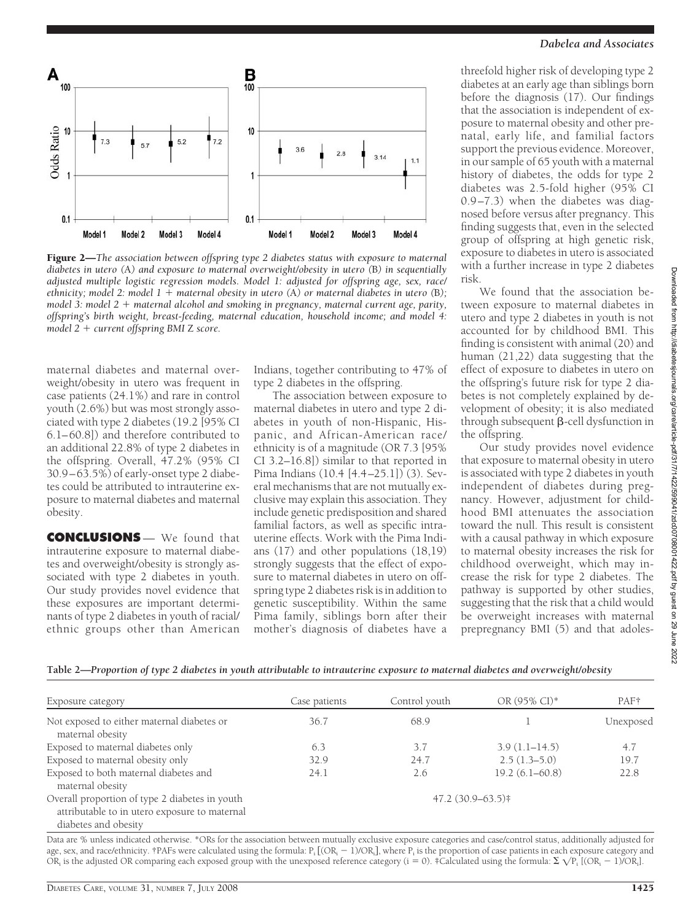**Figure 2**—*The association between offspring type 2 diabetes status with exposure to maternal diabetes in utero (A) and exposure to maternal overweight/obesity in utero (B) in sequentially adjusted multiple logistic regression models. Model 1: adjusted for offspring age, sex, race/ethnicity; model 2: model 1 + maternal obesity in utero (A) or maternal diabetes in utero (B); model 3: model 2 + maternal alcohol and smoking in pregnancy, maternal current age, parity, offspring's birth weight, breast-feeding, maternal education, household income; and model 4: model 2 + current offspring BMI Z score.*

maternal diabetes and maternal overweight/obesity in utero was frequent in case patients (24.1%) and rare in control youth (2.6%) but was most strongly associated with type 2 diabetes (19.2 [95% CI 6.1–60.8]) and therefore contributed to an additional 22.8% of type 2 diabetes in the offspring. Overall, 47.2% (95% CI 30.9–63.5%) of early-onset type 2 diabetes could be attributed to intrauterine exposure to maternal diabetes and maternal obesity.

## CONCLUSIONS

We found that intrauterine exposure to maternal diabetes and overweight/obesity is strongly associated with type 2 diabetes in youth. Our study provides novel evidence that these exposures are important determinants of type 2 diabetes in youth of racial/ethnic groups other than American Indians, together contributing to 47% of type 2 diabetes in the offspring.

The association between exposure to maternal diabetes in utero and type 2 diabetes in youth of non-Hispanic, Hispanic, and African-American race/ethnicity is of a magnitude (OR 7.3 [95% CI 3.2–16.8]) similar to that reported in Pima Indians (10.4 [4.4–25.1]) (3). Several mechanisms that are not mutually exclusive may explain this association. They include genetic predisposition and shared familial factors, as well as specific intrauterine effects. Work with the Pima Indians (17) and other populations (18,19) strongly suggests that the effect of exposure to maternal diabetes in utero on offspring type 2 diabetes risk is in addition to genetic susceptibility. Within the same Pima family, siblings born after their mother's diagnosis of diabetes have a threefold higher risk of developing type 2 diabetes at an early age than siblings born before the diagnosis (17). Our findings that the association is independent of exposure to maternal obesity and other prenatal, early life, and familial factors support the previous evidence. Moreover, in our sample of 65 youth with a maternal history of diabetes, the odds for type 2 diabetes was 2.5-fold higher (95% CI 0.9–7.3) when the diabetes was diagnosed before versus after pregnancy. This finding suggests that, even in the selected group of offspring at high genetic risk, exposure to diabetes in utero is associated with a further increase in type 2 diabetes risk.

We found that the association between exposure to maternal diabetes in utero and type 2 diabetes in youth is not accounted for by childhood BMI. This finding is consistent with animal (20) and human (21,22) data suggesting that the effect of exposure to diabetes in utero on the offspring's future risk for type 2 diabetes is not completely explained by development of obesity; it is also mediated through subsequent β-cell dysfunction in the offspring.

Our study provides novel evidence that exposure to maternal obesity in utero is associated with type 2 diabetes in youth independent of diabetes during pregnancy. However, adjustment for childhood BMI attenuates the association toward the null. This result is consistent with a causal pathway in which exposure to maternal obesity increases the risk for childhood overweight, which may increase the risk for type 2 diabetes. The pathway is supported by other studies, suggesting that the risk that a child would be overweight increases with maternal prepregnancy BMI (5) and that adoles-

**Table 2**—*Proportion of type 2 diabetes in youth attributable to intrauterine exposure to maternal diabetes and overweight/obesity*

| Exposure category | Case patients | Control youth | OR (95% CI)* | PAF† |
|---|---|---|---|---|
| Not exposed to either maternal diabetes or maternal obesity | 36.7 | 68.9 | 1 | Unexposed |
| Exposed to maternal diabetes only | 6.3 | 3.7 | 3.9 (1.1–14.5) | 4.7 |
| Exposed to maternal obesity only | 32.9 | 24.7 | 2.5 (1.3–5.0) | 19.7 |
| Exposed to both maternal diabetes and maternal obesity | 24.1 | 2.6 | 19.2 (6.1–60.8) | 22.8 |
| Overall proportion of type 2 diabetes in youth attributable to in utero exposure to maternal diabetes and obesity | 47.2 (30.9–63.5)‡ | | | |

Data are % unless indicated otherwise. *ORs for the association between mutually exclusive exposure categories and case/control status, additionally adjusted for age, sex, and race/ethnicity. †PAFs were calculated using the formula: $P_i\,[(OR_i - 1)/OR_i]$, where $P_i$ is the proportion of case patients in each exposure category and $OR_i$ is the adjusted OR comparing each exposed group with the unexposed reference category ($i = 0$). ‡Calculated using the formula: $\Sigma \sqrt{P_i}\,[(OR_i - 1)/OR_i]$.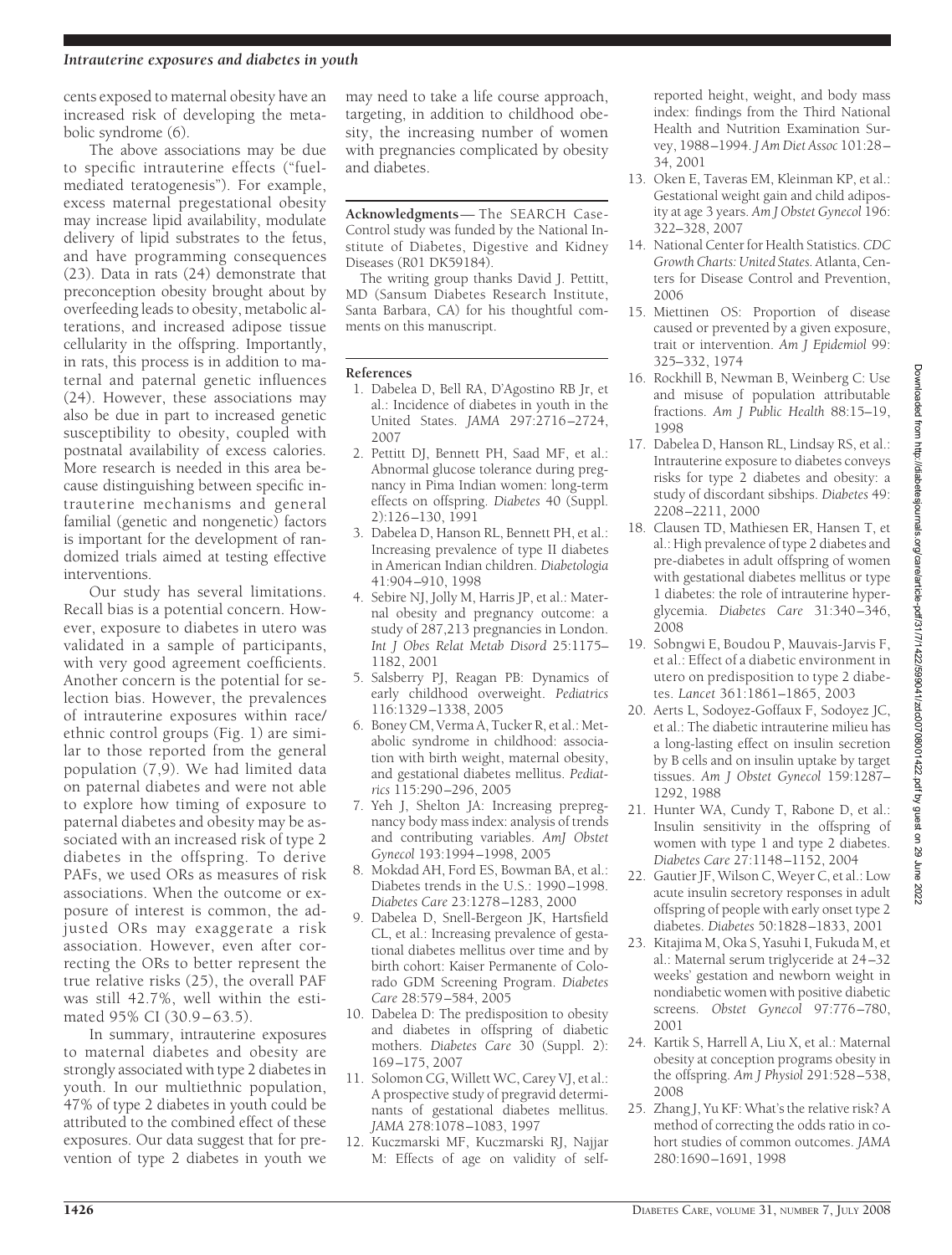cents exposed to maternal obesity have an increased risk of developing the metabolic syndrome (6).

The above associations may be due to specific intrauterine effects ("fuel-mediated teratogenesis"). For example, excess maternal pregestational obesity may increase lipid availability, modulate delivery of lipid substrates to the fetus, and have programming consequences (23). Data in rats (24) demonstrate that preconception obesity brought about by overfeeding leads to obesity, metabolic alterations, and increased adipose tissue cellularity in the offspring. Importantly, in rats, this process is in addition to maternal and paternal genetic influences (24). However, these associations may also be due in part to increased genetic susceptibility to obesity, coupled with postnatal availability of excess calories. More research is needed in this area because distinguishing between specific intrauterine mechanisms and general familial (genetic and nongenetic) factors is important for the development of randomized trials aimed at testing effective interventions.

Our study has several limitations. Recall bias is a potential concern. However, exposure to diabetes in utero was validated in a sample of participants, with very good agreement coefficients. Another concern is the potential for selection bias. However, the prevalences of intrauterine exposures within race/ethnic control groups (Fig. 1) are similar to those reported from the general population (7,9). We had limited data on paternal diabetes and were not able to explore how timing of exposure to paternal diabetes and obesity may be associated with an increased risk of type 2 diabetes in the offspring. To derive PAFs, we used ORs as measures of risk associations. When the outcome or exposure of interest is common, the adjusted ORs may exaggerate a risk association. However, even after correcting the ORs to better represent the true relative risks (25), the overall PAF was still 42.7%, well within the estimated 95% CI (30.9–63.5).

In summary, intrauterine exposures to maternal diabetes and obesity are strongly associated with type 2 diabetes in youth. In our multiethnic population, 47% of type 2 diabetes in youth could be attributed to the combined effect of these exposures. Our data suggest that for prevention of type 2 diabetes in youth we may need to take a life course approach, targeting, in addition to childhood obesity, the increasing number of women with pregnancies complicated by obesity and diabetes.

**Acknowledgments**— The SEARCH Case-Control study was funded by the National Institute of Diabetes, Digestive and Kidney Diseases (R01 DK59184).

The writing group thanks David J. Pettitt, MD (Sansum Diabetes Research Institute, Santa Barbara, CA) for his thoughtful comments on this manuscript.

## References

1. Dabelea D, Bell RA, D'Agostino RB Jr, et al.: Incidence of diabetes in youth in the United States. *JAMA* 297:2716–2724, 2007
2. Pettitt DJ, Bennett PH, Saad MF, et al.: Abnormal glucose tolerance during pregnancy in Pima Indian women: long-term effects on offspring. *Diabetes* 40 (Suppl. 2):126–130, 1991
3. Dabelea D, Hanson RL, Bennett PH, et al.: Increasing prevalence of type II diabetes in American Indian children. *Diabetologia* 41:904–910, 1998
4. Sebire NJ, Jolly M, Harris JP, et al.: Maternal obesity and pregnancy outcome: a study of 287,213 pregnancies in London. *Int J Obes Relat Metab Disord* 25:1175–1182, 2001
5. Salsberry PJ, Reagan PB: Dynamics of early childhood overweight. *Pediatrics* 116:1329–1338, 2005
6. Boney CM, Verma A, Tucker R, et al.: Metabolic syndrome in childhood: association with birth weight, maternal obesity, and gestational diabetes mellitus. *Pediatrics* 115:290–296, 2005
7. Yeh J, Shelton JA: Increasing prepregnancy body mass index: analysis of trends and contributing variables. *AmJ Obstet Gynecol* 193:1994–1998, 2005
8. Mokdad AH, Ford ES, Bowman BA, et al.: Diabetes trends in the U.S.: 1990–1998. *Diabetes Care* 23:1278–1283, 2000
9. Dabelea D, Snell-Bergeon JK, Hartsfield CL, et al.: Increasing prevalence of gestational diabetes mellitus over time and by birth cohort: Kaiser Permanente of Colorado GDM Screening Program. *Diabetes Care* 28:579–584, 2005
10. Dabelea D: The predisposition to obesity and diabetes in offspring of diabetic mothers. *Diabetes Care* 30 (Suppl. 2): 169–175, 2007
11. Solomon CG, Willett WC, Carey VJ, et al.: A prospective study of pregravid determinants of gestational diabetes mellitus. *JAMA* 278:1078–1083, 1997
12. Kuczmarski MF, Kuczmarski RJ, Najjar M: Effects of age on validity of self-reported height, weight, and body mass index: findings from the Third National Health and Nutrition Examination Survey, 1988–1994. *J Am Diet Assoc* 101:28–34, 2001
13. Oken E, Taveras EM, Kleinman KP, et al.: Gestational weight gain and child adiposity at age 3 years. *Am J Obstet Gynecol* 196: 322–328, 2007
14. National Center for Health Statistics. *CDC Growth Charts: United States*. Atlanta, Centers for Disease Control and Prevention, 2006
15. Miettinen OS: Proportion of disease caused or prevented by a given exposure, trait or intervention. *Am J Epidemiol* 99: 325–332, 1974
16. Rockhill B, Newman B, Weinberg C: Use and misuse of population attributable fractions. *Am J Public Health* 88:15–19, 1998
17. Dabelea D, Hanson RL, Lindsay RS, et al.: Intrauterine exposure to diabetes conveys risks for type 2 diabetes and obesity: a study of discordant sibships. *Diabetes* 49: 2208–2211, 2000
18. Clausen TD, Mathiesen ER, Hansen T, et al.: High prevalence of type 2 diabetes and pre-diabetes in adult offspring of women with gestational diabetes mellitus or type 1 diabetes: the role of intrauterine hyperglycemia. *Diabetes Care* 31:340–346, 2008
19. Sobngwi E, Boudou P, Mauvais-Jarvis F, et al.: Effect of a diabetic environment in utero on predisposition to type 2 diabetes. *Lancet* 361:1861–1865, 2003
20. Aerts L, Sodoyez-Goffaux F, Sodoyez JC, et al.: The diabetic intrauterine milieu has a long-lasting effect on insulin secretion by B cells and on insulin uptake by target tissues. *Am J Obstet Gynecol* 159:1287–1292, 1988
21. Hunter WA, Cundy T, Rabone D, et al.: Insulin sensitivity in the offspring of women with type 1 and type 2 diabetes. *Diabetes Care* 27:1148–1152, 2004
22. Gautier JF, Wilson C, Weyer C, et al.: Low acute insulin secretory responses in adult offspring of people with early onset type 2 diabetes. *Diabetes* 50:1828–1833, 2001
23. Kitajima M, Oka S, Yasuhi I, Fukuda M, et al.: Maternal serum triglyceride at 24–32 weeks' gestation and newborn weight in nondiabetic women with positive diabetic screens. *Obstet Gynecol* 97:776–780, 2001
24. Kartik S, Harrell A, Liu X, et al.: Maternal obesity at conception programs obesity in the offspring. *Am J Physiol* 291:528–538, 2008
25. Zhang J, Yu KF: What's the relative risk? A method of correcting the odds ratio in cohort studies of common outcomes. *JAMA* 280:1690–1691, 1998